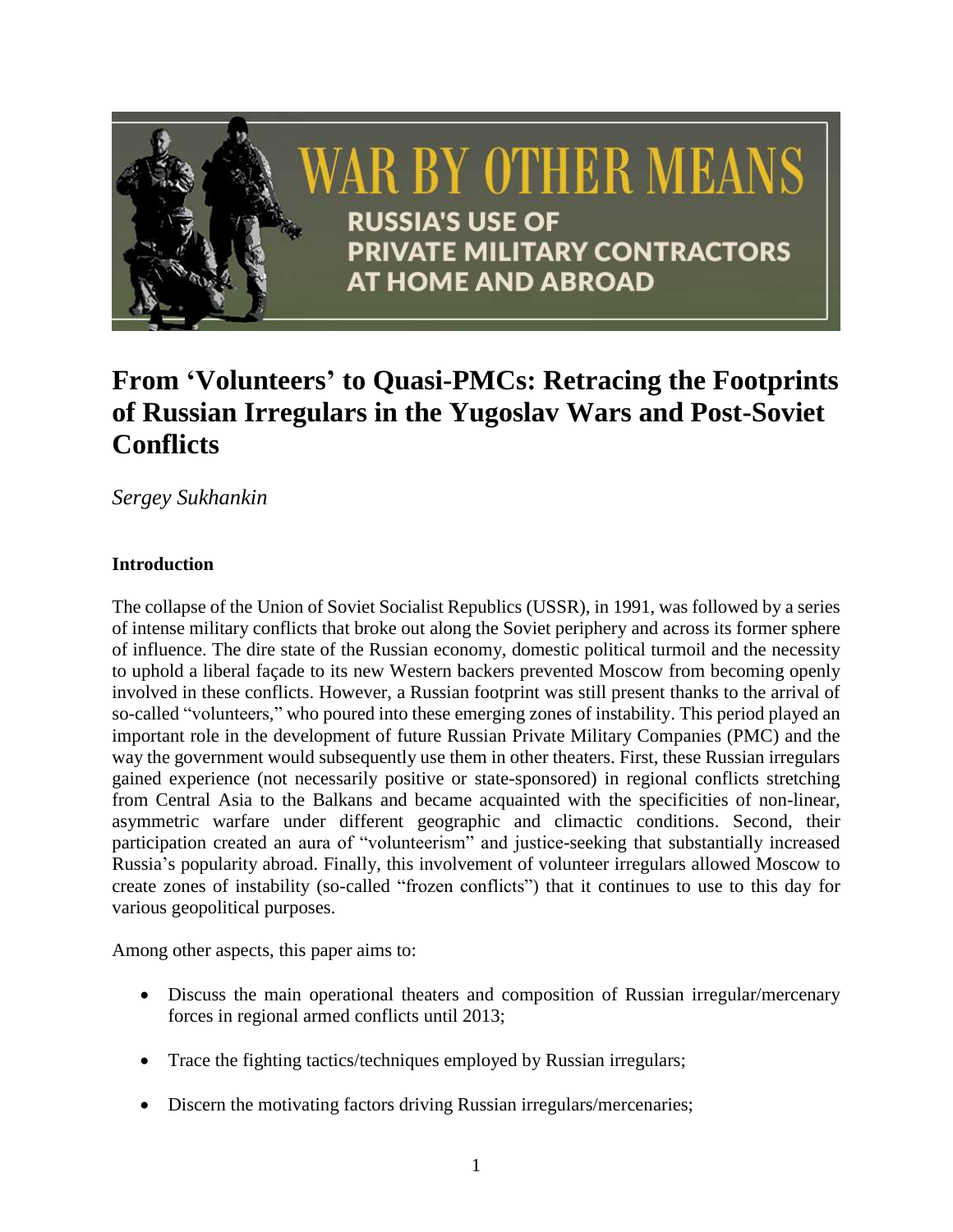# WAR BY OTHER MEANS

## RUSSIA'S USE OF PRIVATE MILITARY CONTRACTORS AT HOME AND ABROAD

# From 'Volunteers' to Quasi-PMCs: Retracing the Footprints of Russian Irregulars in the Yugoslav Wars and Post-Soviet Conflicts

*Sergey Sukhankin*

**Introduction**

The collapse of the Union of Soviet Socialist Republics (USSR), in 1991, was followed by a series of intense military conflicts that broke out along the Soviet periphery and across its former sphere of influence. The dire state of the Russian economy, domestic political turmoil and the necessity to uphold a liberal façade to its new Western backers prevented Moscow from becoming openly involved in these conflicts. However, a Russian footprint was still present thanks to the arrival of so-called "volunteers," who poured into these emerging zones of instability. This period played an important role in the development of future Russian Private Military Companies (PMC) and the way the government would subsequently use them in other theaters. First, these Russian irregulars gained experience (not necessarily positive or state-sponsored) in regional conflicts stretching from Central Asia to the Balkans and became acquainted with the specificities of non-linear, asymmetric warfare under different geographic and climactic conditions. Second, their participation created an aura of "volunteerism" and justice-seeking that substantially increased Russia's popularity abroad. Finally, this involvement of volunteer irregulars allowed Moscow to create zones of instability (so-called "frozen conflicts") that it continues to use to this day for various geopolitical purposes.

Among other aspects, this paper aims to:

- Discuss the main operational theaters and composition of Russian irregular/mercenary forces in regional armed conflicts until 2013;
- Trace the fighting tactics/techniques employed by Russian irregulars;
- Discern the motivating factors driving Russian irregulars/mercenaries;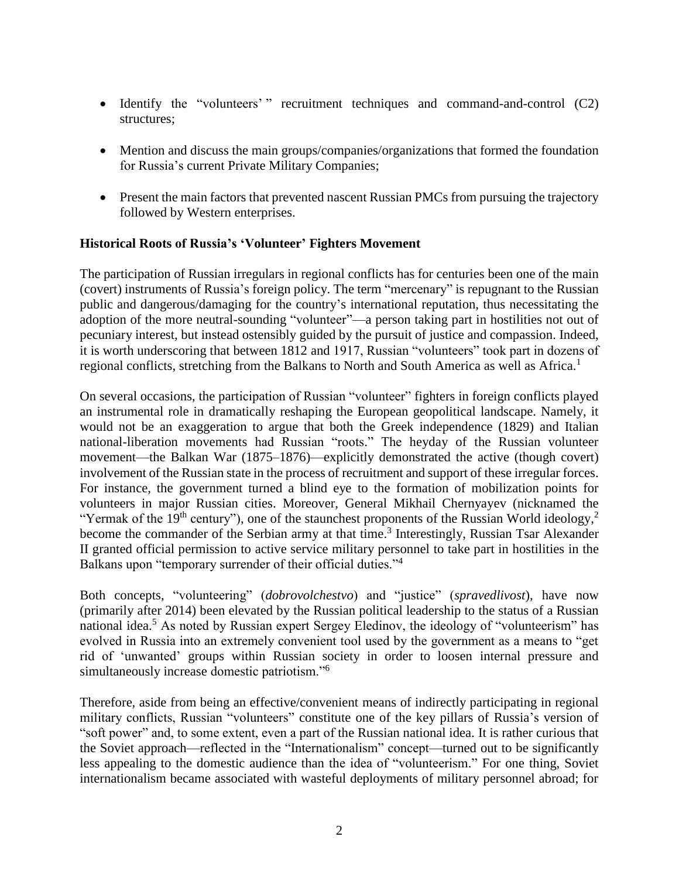- Identify the "volunteers' " recruitment techniques and command-and-control (C2) structures;

- Mention and discuss the main groups/companies/organizations that formed the foundation for Russia's current Private Military Companies;

- Present the main factors that prevented nascent Russian PMCs from pursuing the trajectory followed by Western enterprises.

**Historical Roots of Russia's 'Volunteer' Fighters Movement**

The participation of Russian irregulars in regional conflicts has for centuries been one of the main (covert) instruments of Russia's foreign policy. The term "mercenary" is repugnant to the Russian public and dangerous/damaging for the country's international reputation, thus necessitating the adoption of the more neutral-sounding "volunteer"—a person taking part in hostilities not out of pecuniary interest, but instead ostensibly guided by the pursuit of justice and compassion. Indeed, it is worth underscoring that between 1812 and 1917, Russian "volunteers" took part in dozens of regional conflicts, stretching from the Balkans to North and South America as well as Africa.[1]

On several occasions, the participation of Russian "volunteer" fighters in foreign conflicts played an instrumental role in dramatically reshaping the European geopolitical landscape. Namely, it would not be an exaggeration to argue that both the Greek independence (1829) and Italian national-liberation movements had Russian "roots." The heyday of the Russian volunteer movement—the Balkan War (1875–1876)—explicitly demonstrated the active (though covert) involvement of the Russian state in the process of recruitment and support of these irregular forces. For instance, the government turned a blind eye to the formation of mobilization points for volunteers in major Russian cities. Moreover, General Mikhail Chernyayev (nicknamed the "Yermak of the 19th century"), one of the staunchest proponents of the Russian World ideology,[2] become the commander of the Serbian army at that time.[3] Interestingly, Russian Tsar Alexander II granted official permission to active service military personnel to take part in hostilities in the Balkans upon "temporary surrender of their official duties."[4]

Both concepts, "volunteering" (*dobrovolchestvo*) and "justice" (*spravedlivost*), have now (primarily after 2014) been elevated by the Russian political leadership to the status of a Russian national idea.[5] As noted by Russian expert Sergey Eledinov, the ideology of "volunteerism" has evolved in Russia into an extremely convenient tool used by the government as a means to "get rid of 'unwanted' groups within Russian society in order to loosen internal pressure and simultaneously increase domestic patriotism."[6]

Therefore, aside from being an effective/convenient means of indirectly participating in regional military conflicts, Russian "volunteers" constitute one of the key pillars of Russia's version of "soft power" and, to some extent, even a part of the Russian national idea. It is rather curious that the Soviet approach—reflected in the "Internationalism" concept—turned out to be significantly less appealing to the domestic audience than the idea of "volunteerism." For one thing, Soviet internationalism became associated with wasteful deployments of military personnel abroad; for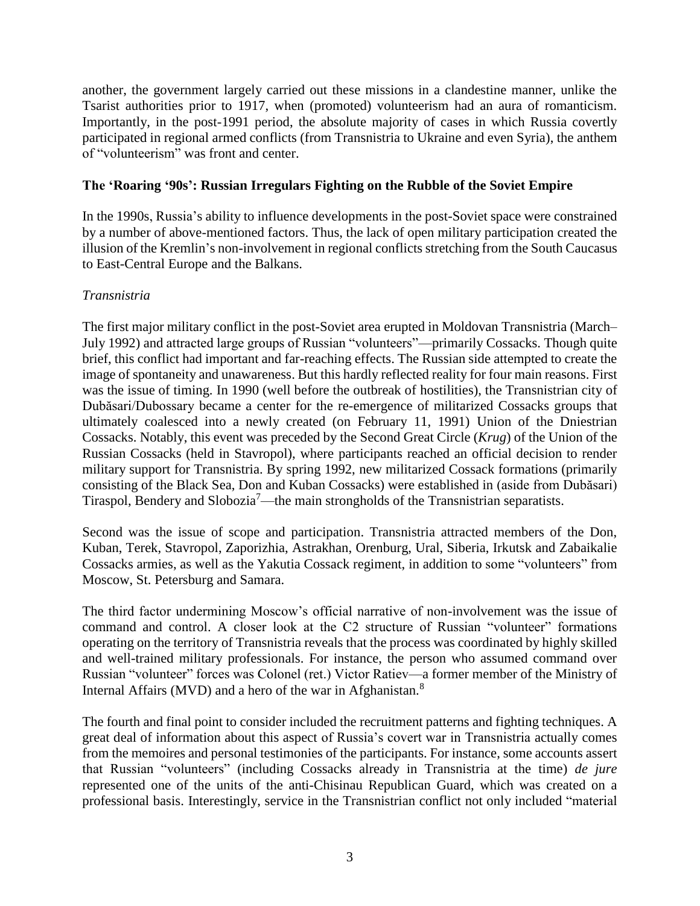another, the government largely carried out these missions in a clandestine manner, unlike the Tsarist authorities prior to 1917, when (promoted) volunteerism had an aura of romanticism. Importantly, in the post-1991 period, the absolute majority of cases in which Russia covertly participated in regional armed conflicts (from Transnistria to Ukraine and even Syria), the anthem of "volunteerism" was front and center.

**The 'Roaring '90s': Russian Irregulars Fighting on the Rubble of the Soviet Empire**

In the 1990s, Russia's ability to influence developments in the post-Soviet space were constrained by a number of above-mentioned factors. Thus, the lack of open military participation created the illusion of the Kremlin's non-involvement in regional conflicts stretching from the South Caucasus to East-Central Europe and the Balkans.

*Transnistria*

The first major military conflict in the post-Soviet area erupted in Moldovan Transnistria (March–July 1992) and attracted large groups of Russian "volunteers"—primarily Cossacks. Though quite brief, this conflict had important and far-reaching effects. The Russian side attempted to create the image of spontaneity and unawareness. But this hardly reflected reality for four main reasons. First was the issue of timing. In 1990 (well before the outbreak of hostilities), the Transnistrian city of Dubăsari/Dubossary became a center for the re-emergence of militarized Cossacks groups that ultimately coalesced into a newly created (on February 11, 1991) Union of the Dniestrian Cossacks. Notably, this event was preceded by the Second Great Circle (*Krug*) of the Union of the Russian Cossacks (held in Stavropol), where participants reached an official decision to render military support for Transnistria. By spring 1992, new militarized Cossack formations (primarily consisting of the Black Sea, Don and Kuban Cossacks) were established in (aside from Dubăsari) Tiraspol, Bendery and Slobozia[7]—the main strongholds of the Transnistrian separatists.

Second was the issue of scope and participation. Transnistria attracted members of the Don, Kuban, Terek, Stavropol, Zaporizhia, Astrakhan, Orenburg, Ural, Siberia, Irkutsk and Zabaikalie Cossacks armies, as well as the Yakutia Cossack regiment, in addition to some "volunteers" from Moscow, St. Petersburg and Samara.

The third factor undermining Moscow's official narrative of non-involvement was the issue of command and control. A closer look at the C2 structure of Russian "volunteer" formations operating on the territory of Transnistria reveals that the process was coordinated by highly skilled and well-trained military professionals. For instance, the person who assumed command over Russian "volunteer" forces was Colonel (ret.) Victor Ratiev—a former member of the Ministry of Internal Affairs (MVD) and a hero of the war in Afghanistan.[8]

The fourth and final point to consider included the recruitment patterns and fighting techniques. A great deal of information about this aspect of Russia's covert war in Transnistria actually comes from the memoires and personal testimonies of the participants. For instance, some accounts assert that Russian "volunteers" (including Cossacks already in Transnistria at the time) *de jure* represented one of the units of the anti-Chisinau Republican Guard, which was created on a professional basis. Interestingly, service in the Transnistrian conflict not only included "material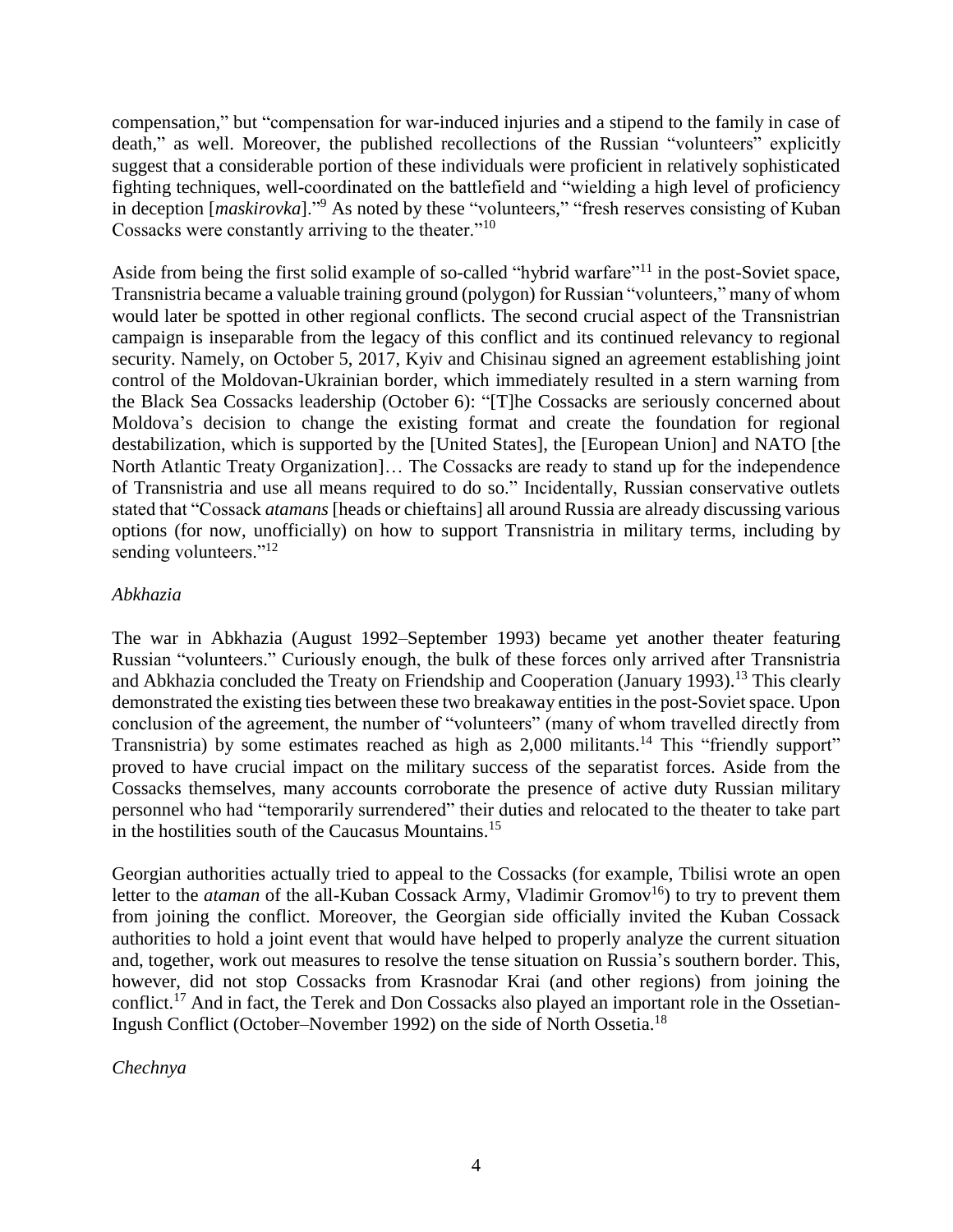compensation," but "compensation for war-induced injuries and a stipend to the family in case of death," as well. Moreover, the published recollections of the Russian "volunteers" explicitly suggest that a considerable portion of these individuals were proficient in relatively sophisticated fighting techniques, well-coordinated on the battlefield and "wielding a high level of proficiency in deception [*maskirovka*]."[9] As noted by these "volunteers," "fresh reserves consisting of Kuban Cossacks were constantly arriving to the theater."[10]

Aside from being the first solid example of so-called "hybrid warfare"[11] in the post-Soviet space, Transnistria became a valuable training ground (polygon) for Russian "volunteers," many of whom would later be spotted in other regional conflicts. The second crucial aspect of the Transnistrian campaign is inseparable from the legacy of this conflict and its continued relevancy to regional security. Namely, on October 5, 2017, Kyiv and Chisinau signed an agreement establishing joint control of the Moldovan-Ukrainian border, which immediately resulted in a stern warning from the Black Sea Cossacks leadership (October 6): "[T]he Cossacks are seriously concerned about Moldova's decision to change the existing format and create the foundation for regional destabilization, which is supported by the [United States], the [European Union] and NATO [the North Atlantic Treaty Organization]… The Cossacks are ready to stand up for the independence of Transnistria and use all means required to do so." Incidentally, Russian conservative outlets stated that "Cossack *atamans* [heads or chieftains] all around Russia are already discussing various options (for now, unofficially) on how to support Transnistria in military terms, including by sending volunteers."[12]

*Abkhazia*

The war in Abkhazia (August 1992–September 1993) became yet another theater featuring Russian "volunteers." Curiously enough, the bulk of these forces only arrived after Transnistria and Abkhazia concluded the Treaty on Friendship and Cooperation (January 1993).[13] This clearly demonstrated the existing ties between these two breakaway entities in the post-Soviet space. Upon conclusion of the agreement, the number of "volunteers" (many of whom travelled directly from Transnistria) by some estimates reached as high as 2,000 militants.[14] This "friendly support" proved to have crucial impact on the military success of the separatist forces. Aside from the Cossacks themselves, many accounts corroborate the presence of active duty Russian military personnel who had "temporarily surrendered" their duties and relocated to the theater to take part in the hostilities south of the Caucasus Mountains.[15]

Georgian authorities actually tried to appeal to the Cossacks (for example, Tbilisi wrote an open letter to the *ataman* of the all-Kuban Cossack Army, Vladimir Gromov[16]) to try to prevent them from joining the conflict. Moreover, the Georgian side officially invited the Kuban Cossack authorities to hold a joint event that would have helped to properly analyze the current situation and, together, work out measures to resolve the tense situation on Russia's southern border. This, however, did not stop Cossacks from Krasnodar Krai (and other regions) from joining the conflict.[17] And in fact, the Terek and Don Cossacks also played an important role in the Ossetian-Ingush Conflict (October–November 1992) on the side of North Ossetia.[18]

*Chechnya*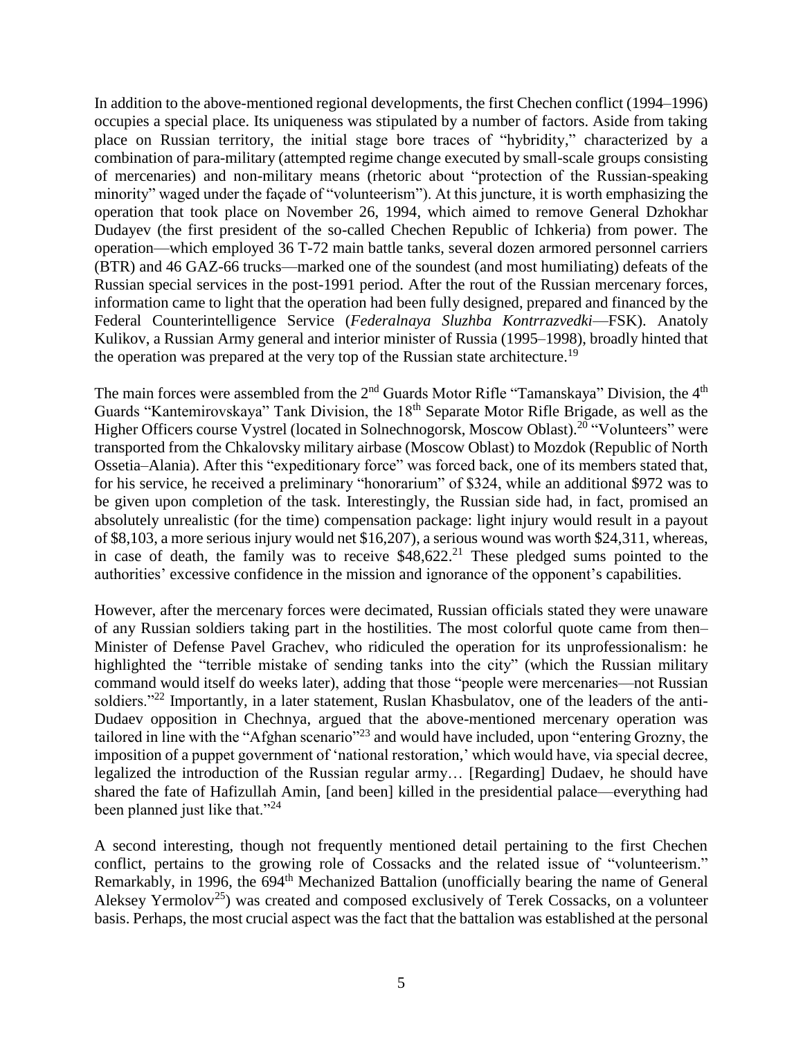In addition to the above-mentioned regional developments, the first Chechen conflict (1994–1996) occupies a special place. Its uniqueness was stipulated by a number of factors. Aside from taking place on Russian territory, the initial stage bore traces of "hybridity," characterized by a combination of para-military (attempted regime change executed by small-scale groups consisting of mercenaries) and non-military means (rhetoric about "protection of the Russian-speaking minority" waged under the façade of "volunteerism"). At this juncture, it is worth emphasizing the operation that took place on November 26, 1994, which aimed to remove General Dzhokhar Dudayev (the first president of the so-called Chechen Republic of Ichkeria) from power. The operation—which employed 36 T-72 main battle tanks, several dozen armored personnel carriers (BTR) and 46 GAZ-66 trucks—marked one of the soundest (and most humiliating) defeats of the Russian special services in the post-1991 period. After the rout of the Russian mercenary forces, information came to light that the operation had been fully designed, prepared and financed by the Federal Counterintelligence Service (*Federalnaya Sluzhba Kontrrazvedki*—FSK). Anatoly Kulikov, a Russian Army general and interior minister of Russia (1995–1998), broadly hinted that the operation was prepared at the very top of the Russian state architecture.[19]

The main forces were assembled from the 2nd Guards Motor Rifle "Tamanskaya" Division, the 4th Guards "Kantemirovskaya" Tank Division, the 18th Separate Motor Rifle Brigade, as well as the Higher Officers course Vystrel (located in Solnechnogorsk, Moscow Oblast).[20] "Volunteers" were transported from the Chkalovsky military airbase (Moscow Oblast) to Mozdok (Republic of North Ossetia–Alania). After this "expeditionary force" was forced back, one of its members stated that, for his service, he received a preliminary "honorarium" of $324, while an additional $972 was to be given upon completion of the task. Interestingly, the Russian side had, in fact, promised an absolutely unrealistic (for the time) compensation package: light injury would result in a payout of $8,103, a more serious injury would net $16,207), a serious wound was worth $24,311, whereas, in case of death, the family was to receive $48,622.[21] These pledged sums pointed to the authorities' excessive confidence in the mission and ignorance of the opponent's capabilities.

However, after the mercenary forces were decimated, Russian officials stated they were unaware of any Russian soldiers taking part in the hostilities. The most colorful quote came from then–Minister of Defense Pavel Grachev, who ridiculed the operation for its unprofessionalism: he highlighted the "terrible mistake of sending tanks into the city" (which the Russian military command would itself do weeks later), adding that those "people were mercenaries—not Russian soldiers."[22] Importantly, in a later statement, Ruslan Khasbulatov, one of the leaders of the anti-Dudaev opposition in Chechnya, argued that the above-mentioned mercenary operation was tailored in line with the "Afghan scenario"[23] and would have included, upon "entering Grozny, the imposition of a puppet government of 'national restoration,' which would have, via special decree, legalized the introduction of the Russian regular army… [Regarding] Dudaev, he should have shared the fate of Hafizullah Amin, [and been] killed in the presidential palace—everything had been planned just like that."[24]

A second interesting, though not frequently mentioned detail pertaining to the first Chechen conflict, pertains to the growing role of Cossacks and the related issue of "volunteerism." Remarkably, in 1996, the 694th Mechanized Battalion (unofficially bearing the name of General Aleksey Yermolov[25]) was created and composed exclusively of Terek Cossacks, on a volunteer basis. Perhaps, the most crucial aspect was the fact that the battalion was established at the personal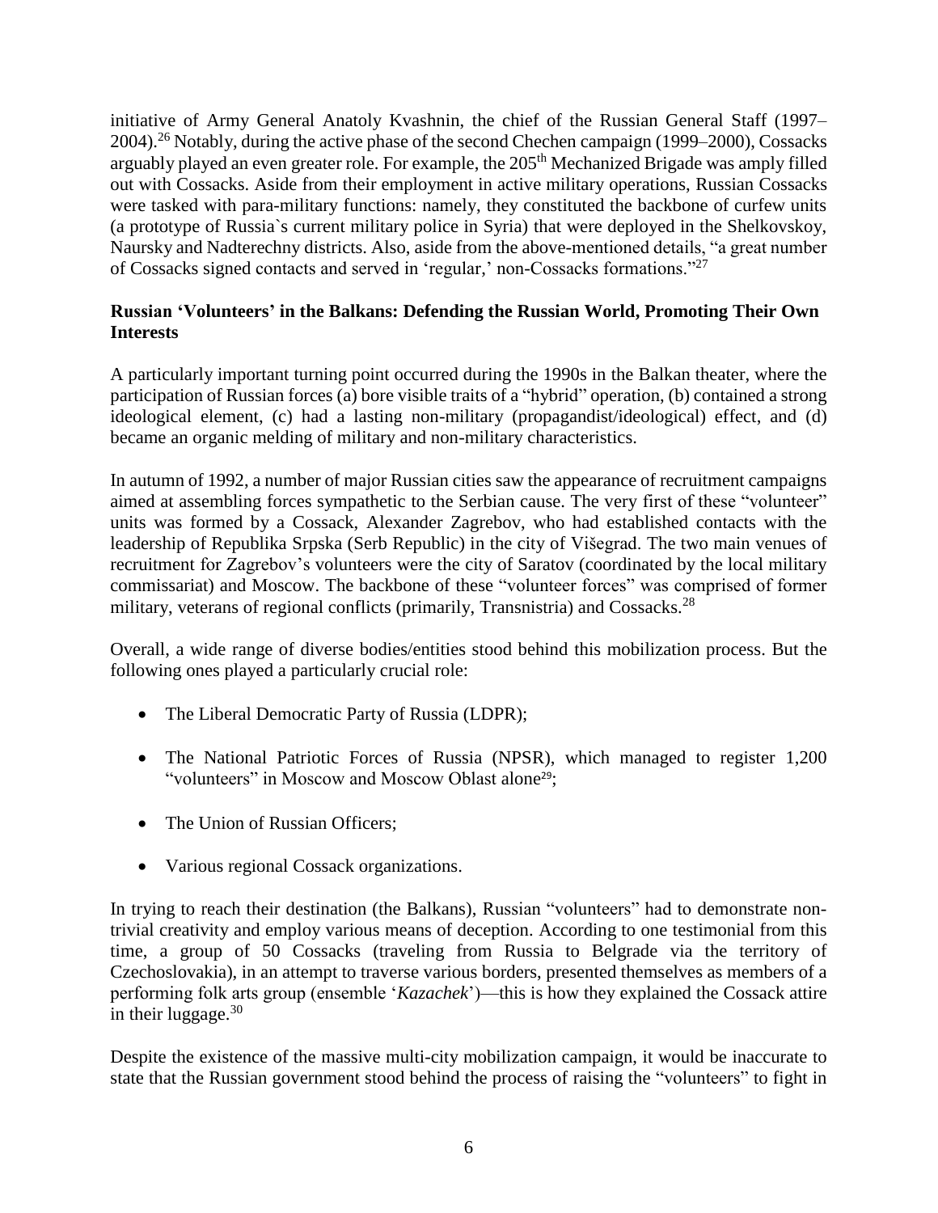initiative of Army General Anatoly Kvashnin, the chief of the Russian General Staff (1997–2004).[26] Notably, during the active phase of the second Chechen campaign (1999–2000), Cossacks arguably played an even greater role. For example, the 205th Mechanized Brigade was amply filled out with Cossacks. Aside from their employment in active military operations, Russian Cossacks were tasked with para-military functions: namely, they constituted the backbone of curfew units (a prototype of Russia`s current military police in Syria) that were deployed in the Shelkovskoy, Naursky and Nadterechny districts. Also, aside from the above-mentioned details, "a great number of Cossacks signed contacts and served in 'regular,' non-Cossacks formations."[27]

**Russian 'Volunteers' in the Balkans: Defending the Russian World, Promoting Their Own Interests**

A particularly important turning point occurred during the 1990s in the Balkan theater, where the participation of Russian forces (a) bore visible traits of a "hybrid" operation, (b) contained a strong ideological element, (c) had a lasting non-military (propagandist/ideological) effect, and (d) became an organic melding of military and non-military characteristics.

In autumn of 1992, a number of major Russian cities saw the appearance of recruitment campaigns aimed at assembling forces sympathetic to the Serbian cause. The very first of these "volunteer" units was formed by a Cossack, Alexander Zagrebov, who had established contacts with the leadership of Republika Srpska (Serb Republic) in the city of Višegrad. The two main venues of recruitment for Zagrebov's volunteers were the city of Saratov (coordinated by the local military commissariat) and Moscow. The backbone of these "volunteer forces" was comprised of former military, veterans of regional conflicts (primarily, Transnistria) and Cossacks.[28]

Overall, a wide range of diverse bodies/entities stood behind this mobilization process. But the following ones played a particularly crucial role:

- The Liberal Democratic Party of Russia (LDPR);
- The National Patriotic Forces of Russia (NPSR), which managed to register 1,200 "volunteers" in Moscow and Moscow Oblast alone[29];
- The Union of Russian Officers;
- Various regional Cossack organizations.

In trying to reach their destination (the Balkans), Russian "volunteers" had to demonstrate non-trivial creativity and employ various means of deception. According to one testimonial from this time, a group of 50 Cossacks (traveling from Russia to Belgrade via the territory of Czechoslovakia), in an attempt to traverse various borders, presented themselves as members of a performing folk arts group (ensemble '*Kazachek*')—this is how they explained the Cossack attire in their luggage.[30]

Despite the existence of the massive multi-city mobilization campaign, it would be inaccurate to state that the Russian government stood behind the process of raising the "volunteers" to fight in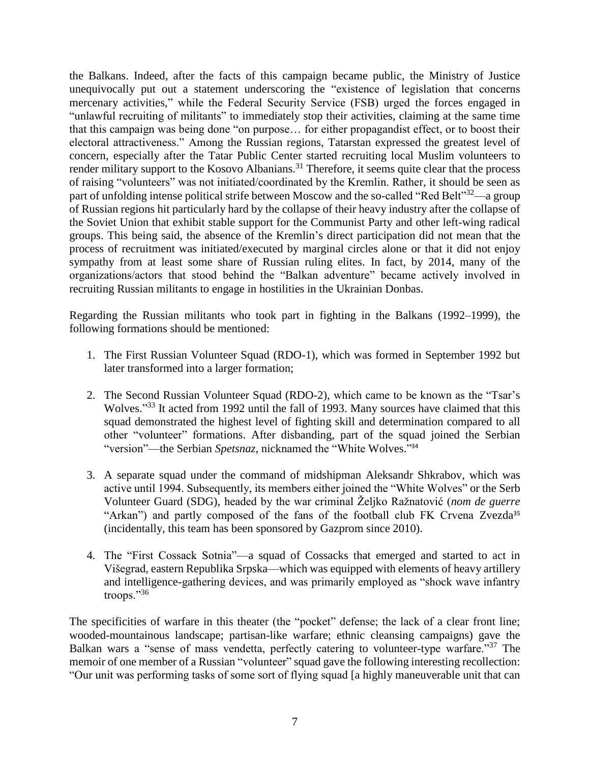the Balkans. Indeed, after the facts of this campaign became public, the Ministry of Justice unequivocally put out a statement underscoring the "existence of legislation that concerns mercenary activities," while the Federal Security Service (FSB) urged the forces engaged in "unlawful recruiting of militants" to immediately stop their activities, claiming at the same time that this campaign was being done "on purpose… for either propagandist effect, or to boost their electoral attractiveness." Among the Russian regions, Tatarstan expressed the greatest level of concern, especially after the Tatar Public Center started recruiting local Muslim volunteers to render military support to the Kosovo Albanians.[31] Therefore, it seems quite clear that the process of raising "volunteers" was not initiated/coordinated by the Kremlin. Rather, it should be seen as part of unfolding intense political strife between Moscow and the so-called "Red Belt"[32]—a group of Russian regions hit particularly hard by the collapse of their heavy industry after the collapse of the Soviet Union that exhibit stable support for the Communist Party and other left-wing radical groups. This being said, the absence of the Kremlin's direct participation did not mean that the process of recruitment was initiated/executed by marginal circles alone or that it did not enjoy sympathy from at least some share of Russian ruling elites. In fact, by 2014, many of the organizations/actors that stood behind the "Balkan adventure" became actively involved in recruiting Russian militants to engage in hostilities in the Ukrainian Donbas.

Regarding the Russian militants who took part in fighting in the Balkans (1992–1999), the following formations should be mentioned:

1. The First Russian Volunteer Squad (RDO-1), which was formed in September 1992 but later transformed into a larger formation;

2. The Second Russian Volunteer Squad (RDO-2), which came to be known as the "Tsar's Wolves."[33] It acted from 1992 until the fall of 1993. Many sources have claimed that this squad demonstrated the highest level of fighting skill and determination compared to all other "volunteer" formations. After disbanding, part of the squad joined the Serbian "version"—the Serbian *Spetsnaz*, nicknamed the "White Wolves."[34]

3. A separate squad under the command of midshipman Aleksandr Shkrabov, which was active until 1994. Subsequently, its members either joined the "White Wolves" or the Serb Volunteer Guard (SDG), headed by the war criminal Željko Ražnatović (*nom de guerre* "Arkan") and partly composed of the fans of the football club FK Crvena Zvezda[35] (incidentally, this team has been sponsored by Gazprom since 2010).

4. The "First Cossack Sotnia"—a squad of Cossacks that emerged and started to act in Višegrad, eastern Republika Srpska—which was equipped with elements of heavy artillery and intelligence-gathering devices, and was primarily employed as "shock wave infantry troops."[36]

The specificities of warfare in this theater (the "pocket" defense; the lack of a clear front line; wooded-mountainous landscape; partisan-like warfare; ethnic cleansing campaigns) gave the Balkan wars a "sense of mass vendetta, perfectly catering to volunteer-type warfare."[37] The memoir of one member of a Russian "volunteer" squad gave the following interesting recollection: "Our unit was performing tasks of some sort of flying squad [a highly maneuverable unit that can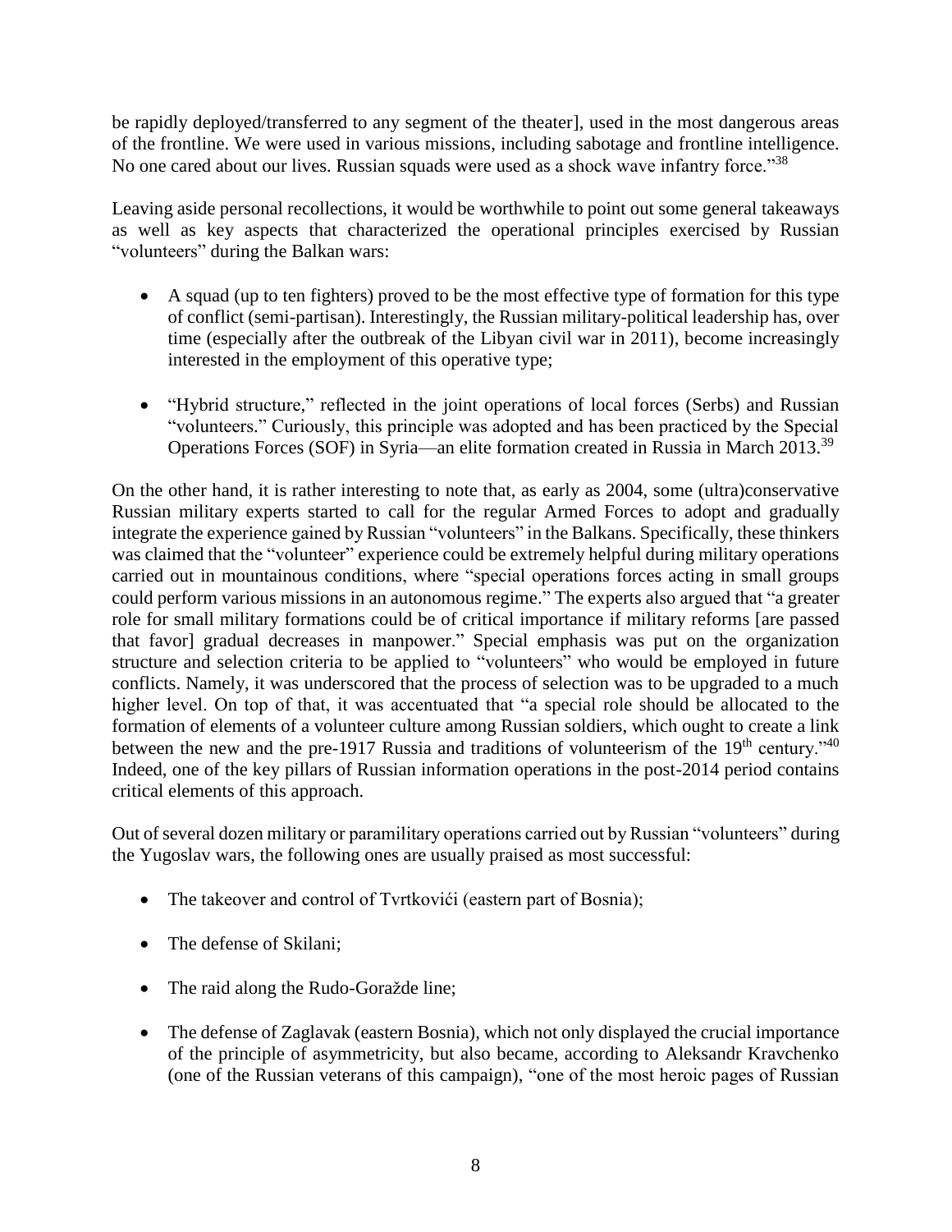be rapidly deployed/transferred to any segment of the theater], used in the most dangerous areas of the frontline. We were used in various missions, including sabotage and frontline intelligence. No one cared about our lives. Russian squads were used as a shock wave infantry force."[38]

Leaving aside personal recollections, it would be worthwhile to point out some general takeaways as well as key aspects that characterized the operational principles exercised by Russian "volunteers" during the Balkan wars:

- A squad (up to ten fighters) proved to be the most effective type of formation for this type of conflict (semi-partisan). Interestingly, the Russian military-political leadership has, over time (especially after the outbreak of the Libyan civil war in 2011), become increasingly interested in the employment of this operative type;

- "Hybrid structure," reflected in the joint operations of local forces (Serbs) and Russian "volunteers." Curiously, this principle was adopted and has been practiced by the Special Operations Forces (SOF) in Syria—an elite formation created in Russia in March 2013.[39]

On the other hand, it is rather interesting to note that, as early as 2004, some (ultra)conservative Russian military experts started to call for the regular Armed Forces to adopt and gradually integrate the experience gained by Russian "volunteers" in the Balkans. Specifically, these thinkers was claimed that the "volunteer" experience could be extremely helpful during military operations carried out in mountainous conditions, where "special operations forces acting in small groups could perform various missions in an autonomous regime." The experts also argued that "a greater role for small military formations could be of critical importance if military reforms [are passed that favor] gradual decreases in manpower." Special emphasis was put on the organization structure and selection criteria to be applied to "volunteers" who would be employed in future conflicts. Namely, it was underscored that the process of selection was to be upgraded to a much higher level. On top of that, it was accentuated that "a special role should be allocated to the formation of elements of a volunteer culture among Russian soldiers, which ought to create a link between the new and the pre-1917 Russia and traditions of volunteerism of the 19th century."[40] Indeed, one of the key pillars of Russian information operations in the post-2014 period contains critical elements of this approach.

Out of several dozen military or paramilitary operations carried out by Russian "volunteers" during the Yugoslav wars, the following ones are usually praised as most successful:

- The takeover and control of Tvrtkovići (eastern part of Bosnia);

- The defense of Skilani;

- The raid along the Rudo-Goražde line;

- The defense of Zaglavak (eastern Bosnia), which not only displayed the crucial importance of the principle of asymmetricity, but also became, according to Aleksandr Kravchenko (one of the Russian veterans of this campaign), "one of the most heroic pages of Russian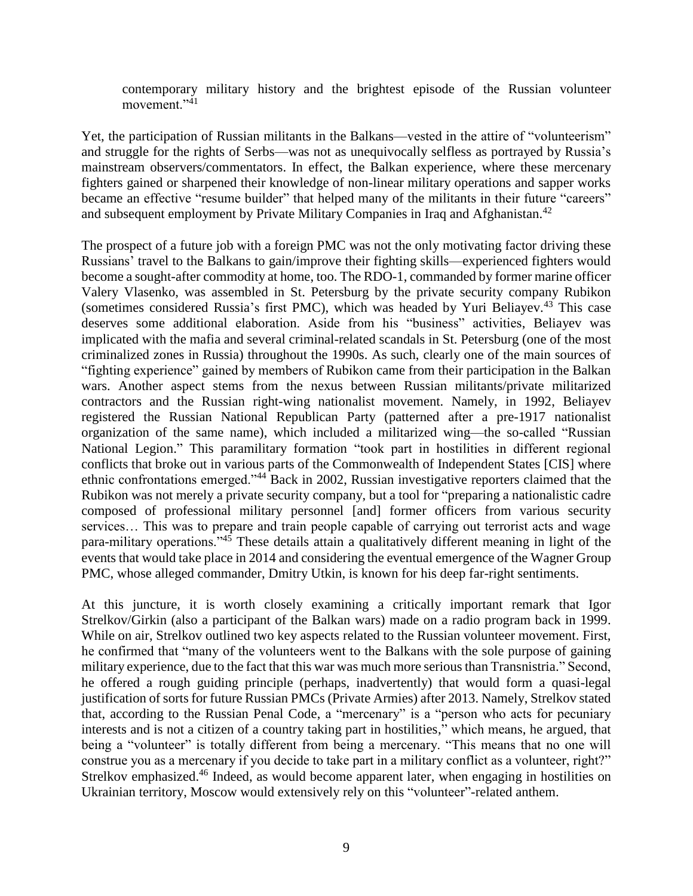> contemporary military history and the brightest episode of the Russian volunteer movement."[41]

Yet, the participation of Russian militants in the Balkans—vested in the attire of "volunteerism" and struggle for the rights of Serbs—was not as unequivocally selfless as portrayed by Russia's mainstream observers/commentators. In effect, the Balkan experience, where these mercenary fighters gained or sharpened their knowledge of non-linear military operations and sapper works became an effective "resume builder" that helped many of the militants in their future "careers" and subsequent employment by Private Military Companies in Iraq and Afghanistan.[42]

The prospect of a future job with a foreign PMC was not the only motivating factor driving these Russians' travel to the Balkans to gain/improve their fighting skills—experienced fighters would become a sought-after commodity at home, too. The RDO-1, commanded by former marine officer Valery Vlasenko, was assembled in St. Petersburg by the private security company Rubikon (sometimes considered Russia's first PMC), which was headed by Yuri Beliayev.[43] This case deserves some additional elaboration. Aside from his "business" activities, Beliayev was implicated with the mafia and several criminal-related scandals in St. Petersburg (one of the most criminalized zones in Russia) throughout the 1990s. As such, clearly one of the main sources of "fighting experience" gained by members of Rubikon came from their participation in the Balkan wars. Another aspect stems from the nexus between Russian militants/private militarized contractors and the Russian right-wing nationalist movement. Namely, in 1992, Beliayev registered the Russian National Republican Party (patterned after a pre-1917 nationalist organization of the same name), which included a militarized wing—the so-called "Russian National Legion." This paramilitary formation "took part in hostilities in different regional conflicts that broke out in various parts of the Commonwealth of Independent States [CIS] where ethnic confrontations emerged."[44] Back in 2002, Russian investigative reporters claimed that the Rubikon was not merely a private security company, but a tool for "preparing a nationalistic cadre composed of professional military personnel [and] former officers from various security services… This was to prepare and train people capable of carrying out terrorist acts and wage para-military operations."[45] These details attain a qualitatively different meaning in light of the events that would take place in 2014 and considering the eventual emergence of the Wagner Group PMC, whose alleged commander, Dmitry Utkin, is known for his deep far-right sentiments.

At this juncture, it is worth closely examining a critically important remark that Igor Strelkov/Girkin (also a participant of the Balkan wars) made on a radio program back in 1999. While on air, Strelkov outlined two key aspects related to the Russian volunteer movement. First, he confirmed that "many of the volunteers went to the Balkans with the sole purpose of gaining military experience, due to the fact that this war was much more serious than Transnistria." Second, he offered a rough guiding principle (perhaps, inadvertently) that would form a quasi-legal justification of sorts for future Russian PMCs (Private Armies) after 2013. Namely, Strelkov stated that, according to the Russian Penal Code, a "mercenary" is a "person who acts for pecuniary interests and is not a citizen of a country taking part in hostilities," which means, he argued, that being a "volunteer" is totally different from being a mercenary. "This means that no one will construe you as a mercenary if you decide to take part in a military conflict as a volunteer, right?" Strelkov emphasized.[46] Indeed, as would become apparent later, when engaging in hostilities on Ukrainian territory, Moscow would extensively rely on this "volunteer"-related anthem.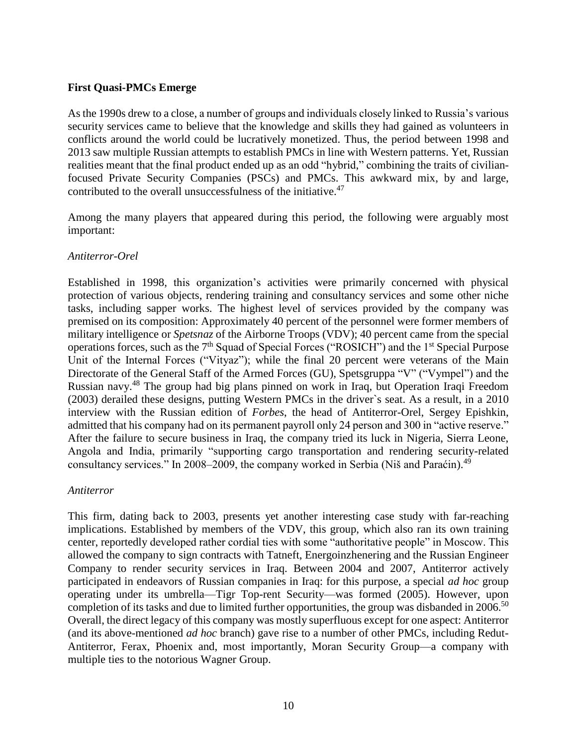**First Quasi-PMCs Emerge**

As the 1990s drew to a close, a number of groups and individuals closely linked to Russia's various security services came to believe that the knowledge and skills they had gained as volunteers in conflicts around the world could be lucratively monetized. Thus, the period between 1998 and 2013 saw multiple Russian attempts to establish PMCs in line with Western patterns. Yet, Russian realities meant that the final product ended up as an odd "hybrid," combining the traits of civilian-focused Private Security Companies (PSCs) and PMCs. This awkward mix, by and large, contributed to the overall unsuccessfulness of the initiative.[47]

Among the many players that appeared during this period, the following were arguably most important:

*Antiterror-Orel*

Established in 1998, this organization's activities were primarily concerned with physical protection of various objects, rendering training and consultancy services and some other niche tasks, including sapper works. The highest level of services provided by the company was premised on its composition: Approximately 40 percent of the personnel were former members of military intelligence or *Spetsnaz* of the Airborne Troops (VDV); 40 percent came from the special operations forces, such as the 7th Squad of Special Forces ("ROSICH") and the 1st Special Purpose Unit of the Internal Forces ("Vityaz"); while the final 20 percent were veterans of the Main Directorate of the General Staff of the Armed Forces (GU), Spetsgruppa "V" ("Vympel") and the Russian navy.[48] The group had big plans pinned on work in Iraq, but Operation Iraqi Freedom (2003) derailed these designs, putting Western PMCs in the driver`s seat. As a result, in a 2010 interview with the Russian edition of *Forbes*, the head of Antiterror-Orel, Sergey Epishkin, admitted that his company had on its permanent payroll only 24 person and 300 in "active reserve." After the failure to secure business in Iraq, the company tried its luck in Nigeria, Sierra Leone, Angola and India, primarily "supporting cargo transportation and rendering security-related consultancy services." In 2008–2009, the company worked in Serbia (Niš and Paraćin).[49]

*Antiterror*

This firm, dating back to 2003, presents yet another interesting case study with far-reaching implications. Established by members of the VDV, this group, which also ran its own training center, reportedly developed rather cordial ties with some "authoritative people" in Moscow. This allowed the company to sign contracts with Tatneft, Energoinzhenering and the Russian Engineer Company to render security services in Iraq. Between 2004 and 2007, Antiterror actively participated in endeavors of Russian companies in Iraq: for this purpose, a special *ad hoc* group operating under its umbrella—Tigr Top-rent Security—was formed (2005). However, upon completion of its tasks and due to limited further opportunities, the group was disbanded in 2006.[50] Overall, the direct legacy of this company was mostly superfluous except for one aspect: Antiterror (and its above-mentioned *ad hoc* branch) gave rise to a number of other PMCs, including Redut-Antiterror, Ferax, Phoenix and, most importantly, Moran Security Group—a company with multiple ties to the notorious Wagner Group.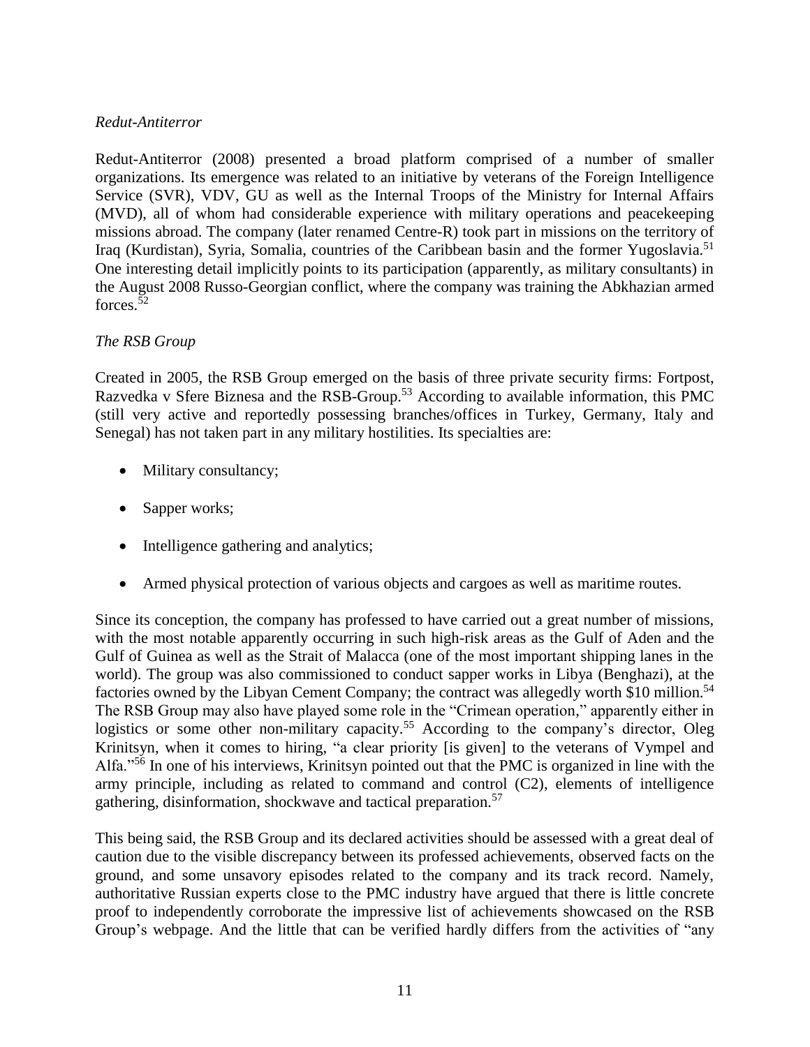*Redut-Antiterror*

Redut-Antiterror (2008) presented a broad platform comprised of a number of smaller organizations. Its emergence was related to an initiative by veterans of the Foreign Intelligence Service (SVR), VDV, GU as well as the Internal Troops of the Ministry for Internal Affairs (MVD), all of whom had considerable experience with military operations and peacekeeping missions abroad. The company (later renamed Centre-R) took part in missions on the territory of Iraq (Kurdistan), Syria, Somalia, countries of the Caribbean basin and the former Yugoslavia.[51] One interesting detail implicitly points to its participation (apparently, as military consultants) in the August 2008 Russo-Georgian conflict, where the company was training the Abkhazian armed forces.[52]

*The RSB Group*

Created in 2005, the RSB Group emerged on the basis of three private security firms: Fortpost, Razvedka v Sfere Biznesa and the RSB-Group.[53] According to available information, this PMC (still very active and reportedly possessing branches/offices in Turkey, Germany, Italy and Senegal) has not taken part in any military hostilities. Its specialties are:

- Military consultancy;
- Sapper works;
- Intelligence gathering and analytics;
- Armed physical protection of various objects and cargoes as well as maritime routes.

Since its conception, the company has professed to have carried out a great number of missions, with the most notable apparently occurring in such high-risk areas as the Gulf of Aden and the Gulf of Guinea as well as the Strait of Malacca (one of the most important shipping lanes in the world). The group was also commissioned to conduct sapper works in Libya (Benghazi), at the factories owned by the Libyan Cement Company; the contract was allegedly worth \$10 million.[54] The RSB Group may also have played some role in the "Crimean operation," apparently either in logistics or some other non-military capacity.[55] According to the company's director, Oleg Krinitsyn, when it comes to hiring, "a clear priority [is given] to the veterans of Vympel and Alfa."[56] In one of his interviews, Krinitsyn pointed out that the PMC is organized in line with the army principle, including as related to command and control (C2), elements of intelligence gathering, disinformation, shockwave and tactical preparation.[57]

This being said, the RSB Group and its declared activities should be assessed with a great deal of caution due to the visible discrepancy between its professed achievements, observed facts on the ground, and some unsavory episodes related to the company and its track record. Namely, authoritative Russian experts close to the PMC industry have argued that there is little concrete proof to independently corroborate the impressive list of achievements showcased on the RSB Group's webpage. And the little that can be verified hardly differs from the activities of "any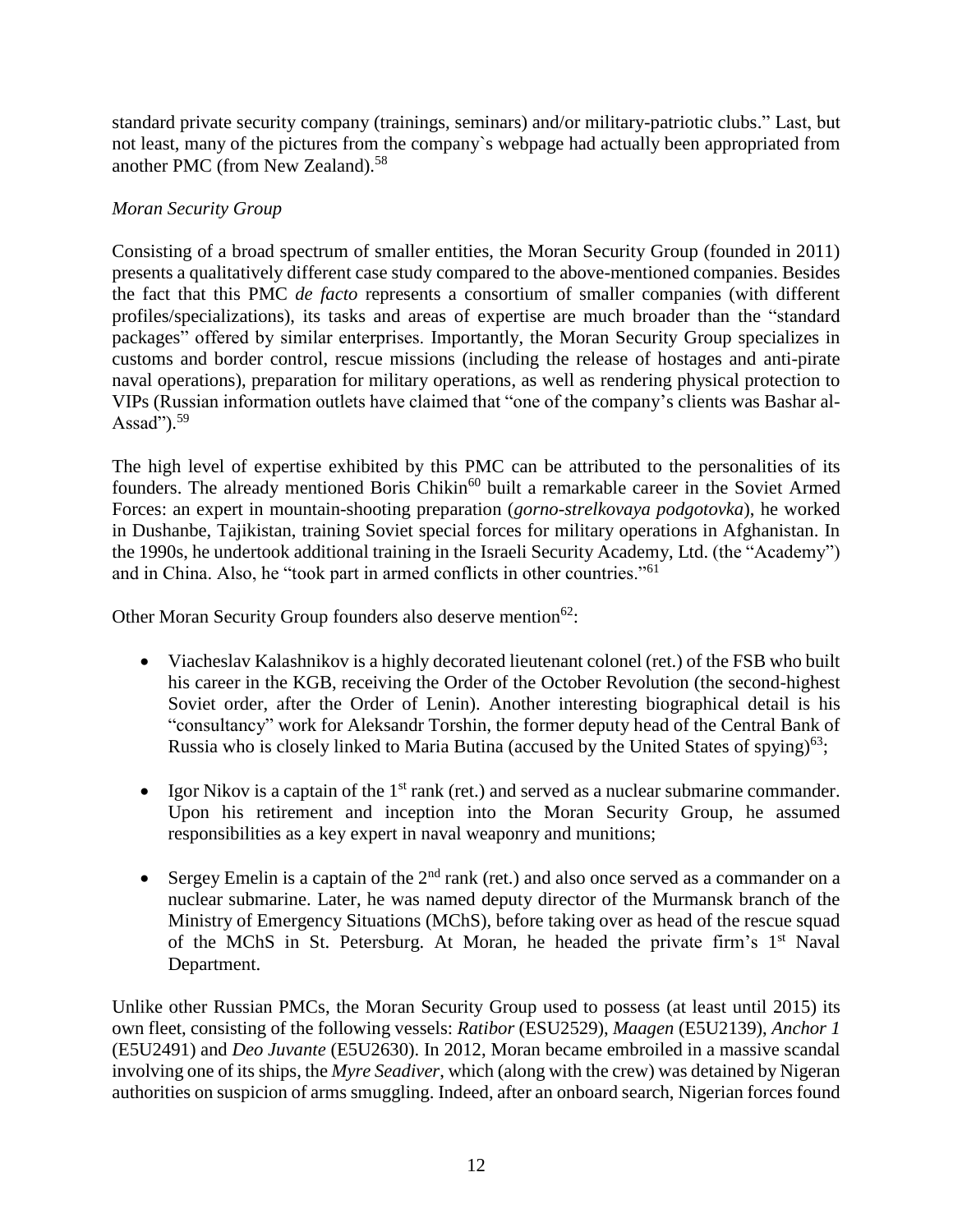standard private security company (trainings, seminars) and/or military-patriotic clubs." Last, but not least, many of the pictures from the company`s webpage had actually been appropriated from another PMC (from New Zealand).[58]

*Moran Security Group*

Consisting of a broad spectrum of smaller entities, the Moran Security Group (founded in 2011) presents a qualitatively different case study compared to the above-mentioned companies. Besides the fact that this PMC *de facto* represents a consortium of smaller companies (with different profiles/specializations), its tasks and areas of expertise are much broader than the "standard packages" offered by similar enterprises. Importantly, the Moran Security Group specializes in customs and border control, rescue missions (including the release of hostages and anti-pirate naval operations), preparation for military operations, as well as rendering physical protection to VIPs (Russian information outlets have claimed that "one of the company's clients was Bashar al-Assad").[59]

The high level of expertise exhibited by this PMC can be attributed to the personalities of its founders. The already mentioned Boris Chikin[60] built a remarkable career in the Soviet Armed Forces: an expert in mountain-shooting preparation (*gorno-strelkovaya podgotovka*), he worked in Dushanbe, Tajikistan, training Soviet special forces for military operations in Afghanistan. In the 1990s, he undertook additional training in the Israeli Security Academy, Ltd. (the "Academy") and in China. Also, he "took part in armed conflicts in other countries."[61]

Other Moran Security Group founders also deserve mention[62]:

- Viacheslav Kalashnikov is a highly decorated lieutenant colonel (ret.) of the FSB who built his career in the KGB, receiving the Order of the October Revolution (the second-highest Soviet order, after the Order of Lenin). Another interesting biographical detail is his "consultancy" work for Aleksandr Torshin, the former deputy head of the Central Bank of Russia who is closely linked to Maria Butina (accused by the United States of spying)[63];

- Igor Nikov is a captain of the 1st rank (ret.) and served as a nuclear submarine commander. Upon his retirement and inception into the Moran Security Group, he assumed responsibilities as a key expert in naval weaponry and munitions;

- Sergey Emelin is a captain of the 2nd rank (ret.) and also once served as a commander on a nuclear submarine. Later, he was named deputy director of the Murmansk branch of the Ministry of Emergency Situations (MChS), before taking over as head of the rescue squad of the MChS in St. Petersburg. At Moran, he headed the private firm's 1st Naval Department.

Unlike other Russian PMCs, the Moran Security Group used to possess (at least until 2015) its own fleet, consisting of the following vessels: *Ratibor* (ESU2529), *Maagen* (E5U2139), *Anchor 1* (E5U2491) and *Deo Juvante* (E5U2630). In 2012, Moran became embroiled in a massive scandal involving one of its ships, the *Myre Seadiver*, which (along with the crew) was detained by Nigeran authorities on suspicion of arms smuggling. Indeed, after an onboard search, Nigerian forces found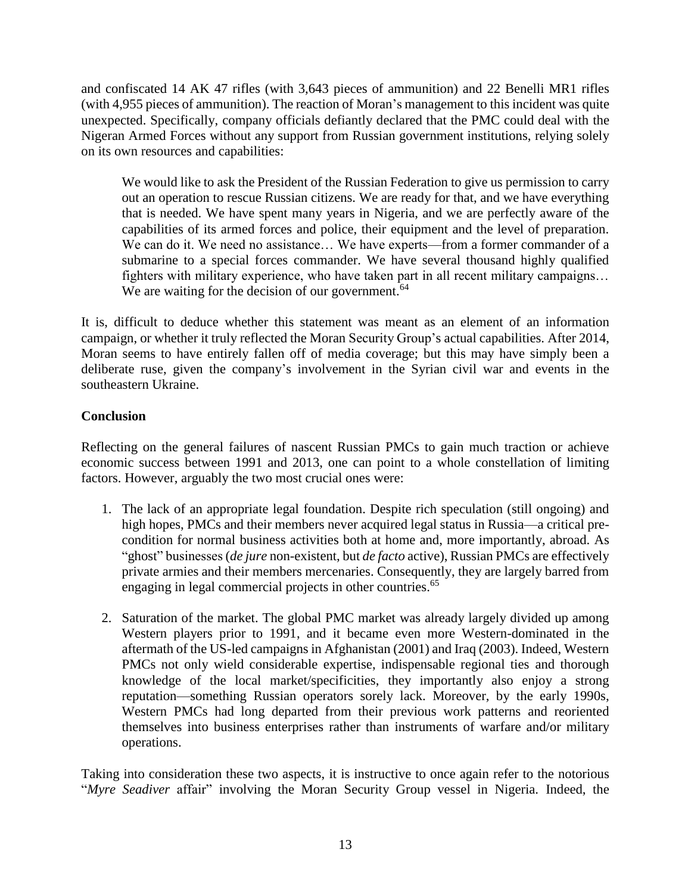and confiscated 14 AK 47 rifles (with 3,643 pieces of ammunition) and 22 Benelli MR1 rifles (with 4,955 pieces of ammunition). The reaction of Moran's management to this incident was quite unexpected. Specifically, company officials defiantly declared that the PMC could deal with the Nigeran Armed Forces without any support from Russian government institutions, relying solely on its own resources and capabilities:

> We would like to ask the President of the Russian Federation to give us permission to carry out an operation to rescue Russian citizens. We are ready for that, and we have everything that is needed. We have spent many years in Nigeria, and we are perfectly aware of the capabilities of its armed forces and police, their equipment and the level of preparation. We can do it. We need no assistance… We have experts—from a former commander of a submarine to a special forces commander. We have several thousand highly qualified fighters with military experience, who have taken part in all recent military campaigns… We are waiting for the decision of our government.[64]

It is, difficult to deduce whether this statement was meant as an element of an information campaign, or whether it truly reflected the Moran Security Group's actual capabilities. After 2014, Moran seems to have entirely fallen off of media coverage; but this may have simply been a deliberate ruse, given the company's involvement in the Syrian civil war and events in the southeastern Ukraine.

**Conclusion**

Reflecting on the general failures of nascent Russian PMCs to gain much traction or achieve economic success between 1991 and 2013, one can point to a whole constellation of limiting factors. However, arguably the two most crucial ones were:

1. The lack of an appropriate legal foundation. Despite rich speculation (still ongoing) and high hopes, PMCs and their members never acquired legal status in Russia—a critical pre-condition for normal business activities both at home and, more importantly, abroad. As "ghost" businesses (*de jure* non-existent, but *de facto* active), Russian PMCs are effectively private armies and their members mercenaries. Consequently, they are largely barred from engaging in legal commercial projects in other countries.[65]

2. Saturation of the market. The global PMC market was already largely divided up among Western players prior to 1991, and it became even more Western-dominated in the aftermath of the US-led campaigns in Afghanistan (2001) and Iraq (2003). Indeed, Western PMCs not only wield considerable expertise, indispensable regional ties and thorough knowledge of the local market/specificities, they importantly also enjoy a strong reputation—something Russian operators sorely lack. Moreover, by the early 1990s, Western PMCs had long departed from their previous work patterns and reoriented themselves into business enterprises rather than instruments of warfare and/or military operations.

Taking into consideration these two aspects, it is instructive to once again refer to the notorious "*Myre Seadiver* affair" involving the Moran Security Group vessel in Nigeria. Indeed, the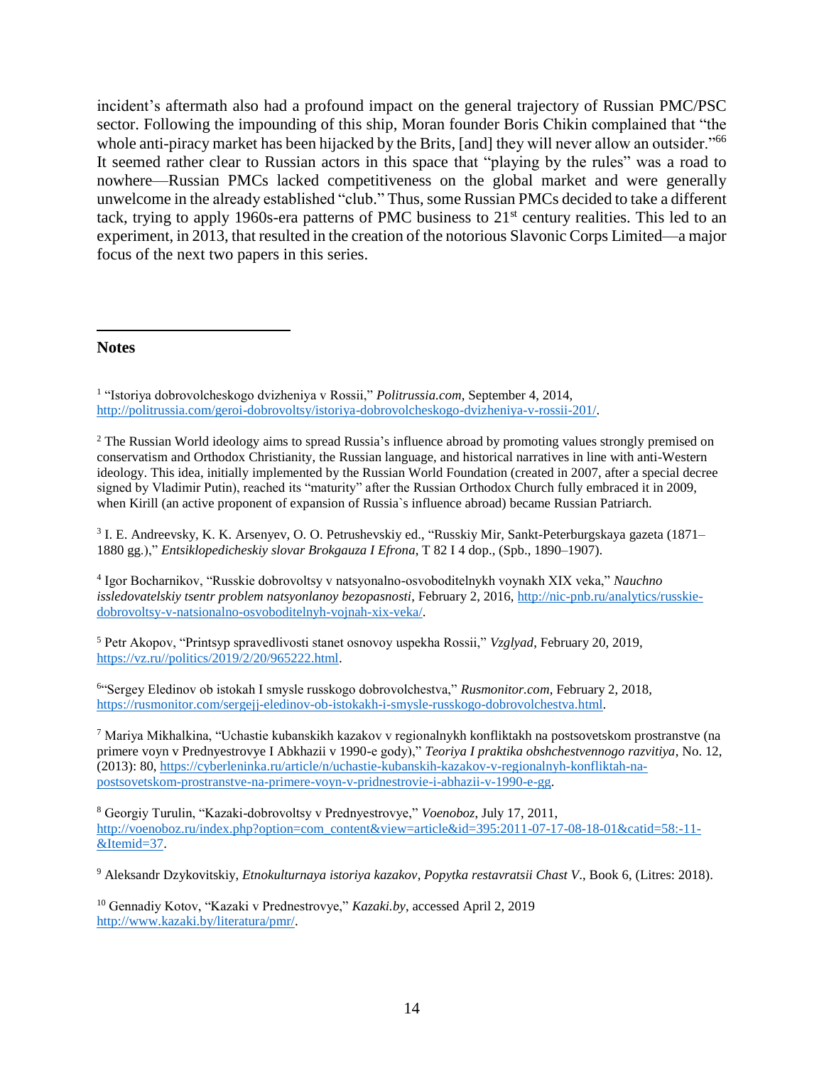incident's aftermath also had a profound impact on the general trajectory of Russian PMC/PSC sector. Following the impounding of this ship, Moran founder Boris Chikin complained that "the whole anti-piracy market has been hijacked by the Brits, [and] they will never allow an outsider."[66] It seemed rather clear to Russian actors in this space that "playing by the rules" was a road to nowhere—Russian PMCs lacked competitiveness on the global market and were generally unwelcome in the already established "club." Thus, some Russian PMCs decided to take a different tack, trying to apply 1960s-era patterns of PMC business to 21st century realities. This led to an experiment, in 2013, that resulted in the creation of the notorious Slavonic Corps Limited—a major focus of the next two papers in this series.

## Notes

[1] "Istoriya dobrovolcheskogo dvizheniya v Rossii," *Politrussia.com*, September 4, 2014, http://politrussia.com/geroi-dobrovoltsy/istoriya-dobrovolcheskogo-dvizheniya-v-rossii-201/.

[2] The Russian World ideology aims to spread Russia's influence abroad by promoting values strongly premised on conservatism and Orthodox Christianity, the Russian language, and historical narratives in line with anti-Western ideology. This idea, initially implemented by the Russian World Foundation (created in 2007, after a special decree signed by Vladimir Putin), reached its "maturity" after the Russian Orthodox Church fully embraced it in 2009, when Kirill (an active proponent of expansion of Russia`s influence abroad) became Russian Patriarch.

[3] I. E. Andreevsky, K. K. Arsenyev, O. O. Petrushevskiy ed., "Russkiy Mir, Sankt-Peterburgskaya gazeta (1871–1880 gg.)," *Entsiklopedicheskiy slovar Brokgauza I Efrona*, T 82 I 4 dop., (Spb., 1890–1907).

[4] Igor Bocharnikov, "Russkie dobrovoltsy v natsyonalno-osvoboditelnykh voynakh XIX veka," *Nauchno issledovatelskiy tsentr problem natsyonlanoy bezopasnosti*, February 2, 2016, http://nic-pnb.ru/analytics/russkie-dobrovoltsy-v-natsionalno-osvoboditelnyh-vojnah-xix-veka/.

[5] Petr Akopov, "Printsyp spravedlivosti stanet osnovoy uspekha Rossii," *Vzglyad*, February 20, 2019, https://vz.ru//politics/2019/2/20/965222.html.

[6] "Sergey Eledinov ob istokah I smysle russkogo dobrovolchestva," *Rusmonitor.com*, February 2, 2018, https://rusmonitor.com/sergejj-eledinov-ob-istokakh-i-smysle-russkogo-dobrovolchestva.html.

[7] Mariya Mikhalkina, "Uchastie kubanskikh kazakov v regionalnykh konfliktakh na postsovetskom prostranstve (na primere voyn v Prednyestrovye I Abkhazii v 1990-e gody)," *Teoriya I praktika obshchestvennogo razvitiya*, No. 12, (2013): 80, https://cyberleninka.ru/article/n/uchastie-kubanskih-kazakov-v-regionalnyh-konfliktah-na-postsovetskom-prostranstve-na-primere-voyn-v-pridnestrovie-i-abhazii-v-1990-e-gg.

[8] Georgiy Turulin, "Kazaki-dobrovoltsy v Prednyestrovye," *Voenoboz*, July 17, 2011, http://voenoboz.ru/index.php?option=com_content&view=article&id=395:2011-07-17-08-18-01&catid=58:-11-&Itemid=37.

[9] Aleksandr Dzykovitskiy, *Etnokulturnaya istoriya kazakov*, *Popytka restavratsii Chast V*., Book 6, (Litres: 2018).

[10] Gennadiy Kotov, "Kazaki v Prednestrovye," *Kazaki.by*, accessed April 2, 2019 http://www.kazaki.by/literatura/pmr/.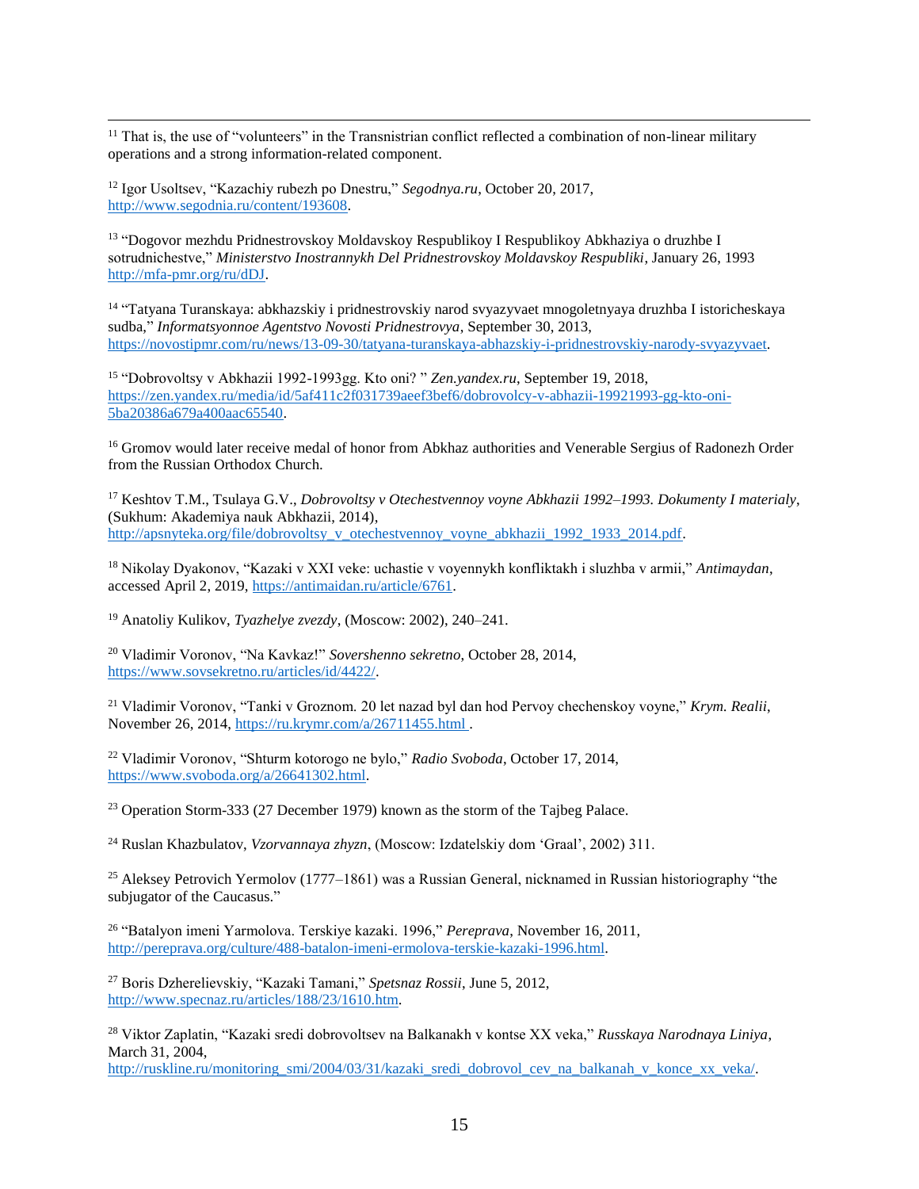[11] That is, the use of "volunteers" in the Transnistrian conflict reflected a combination of non-linear military operations and a strong information-related component.

[12] Igor Usoltsev, "Kazachiy rubezh po Dnestru," *Segodnya.ru*, October 20, 2017, http://www.segodnia.ru/content/193608.

[13] "Dogovor mezhdu Pridnestrovskoy Moldavskoy Respublikoy I Respublikoy Abkhaziya o druzhbe I sotrudnichestve," *Ministerstvo Inostrannykh Del Pridnestrovskoy Moldavskoy Respubliki*, January 26, 1993 http://mfa-pmr.org/ru/dDJ.

[14] "Tatyana Turanskaya: abkhazskiy i pridnestrovskiy narod svyazyvaet mnogoletnyaya druzhba I istoricheskaya sudba," *Informatsyonnoe Agentstvo Novosti Pridnestrovya*, September 30, 2013, https://novostipmr.com/ru/news/13-09-30/tatyana-turanskaya-abhazskiy-i-pridnestrovskiy-narody-svyazyvaet.

[15] "Dobrovoltsy v Abkhazii 1992-1993gg. Kto oni? " *Zen.yandex.ru*, September 19, 2018, https://zen.yandex.ru/media/id/5af411c2f031739aeef3bef6/dobrovolcy-v-abhazii-19921993-gg-kto-oni-5ba20386a679a400aac65540.

[16] Gromov would later receive medal of honor from Abkhaz authorities and Venerable Sergius of Radonezh Order from the Russian Orthodox Church.

[17] Keshtov T.M., Tsulaya G.V., *Dobrovoltsy v Otechestvennoy voyne Abkhazii 1992–1993. Dokumenty I materialy*, (Sukhum: Akademiya nauk Abkhazii, 2014), http://apsnyteka.org/file/dobrovoltsy_v_otechestvennoy_voyne_abkhazii_1992_1933_2014.pdf.

[18] Nikolay Dyakonov, "Kazaki v XXI veke: uchastie v voyennykh konfliktakh i sluzhba v armii," *Antimaydan*, accessed April 2, 2019, https://antimaidan.ru/article/6761.

[19] Anatoliy Kulikov, *Tyazhelye zvezdy*, (Moscow: 2002), 240–241.

[20] Vladimir Voronov, "Na Kavkaz!" *Sovershenno sekretno*, October 28, 2014, https://www.sovsekretno.ru/articles/id/4422/.

[21] Vladimir Voronov, "Tanki v Groznom. 20 let nazad byl dan hod Pervoy chechenskoy voyne," *Krym. Realii*, November 26, 2014, https://ru.krymr.com/a/26711455.html .

[22] Vladimir Voronov, "Shturm kotorogo ne bylo," *Radio Svoboda*, October 17, 2014, https://www.svoboda.org/a/26641302.html.

[23] Operation Storm-333 (27 December 1979) known as the storm of the Tajbeg Palace.

[24] Ruslan Khazbulatov, *Vzorvannaya zhyzn*, (Moscow: Izdatelskiy dom 'Graal', 2002) 311.

[25] Aleksey Petrovich Yermolov (1777–1861) was a Russian General, nicknamed in Russian historiography "the subjugator of the Caucasus."

[26] "Batalyon imeni Yarmolova. Terskiye kazaki. 1996," *Pereprava*, November 16, 2011, http://pereprava.org/culture/488-batalon-imeni-ermolova-terskie-kazaki-1996.html.

[27] Boris Dzherelievskiy, "Kazaki Tamani," *Spetsnaz Rossii*, June 5, 2012, http://www.specnaz.ru/articles/188/23/1610.htm.

[28] Viktor Zaplatin, "Kazaki sredi dobrovoltsev na Balkanakh v kontse XX veka," *Russkaya Narodnaya Liniya*, March 31, 2004, http://ruskline.ru/monitoring_smi/2004/03/31/kazaki_sredi_dobrovol_cev_na_balkanah_v_konce_xx_veka/.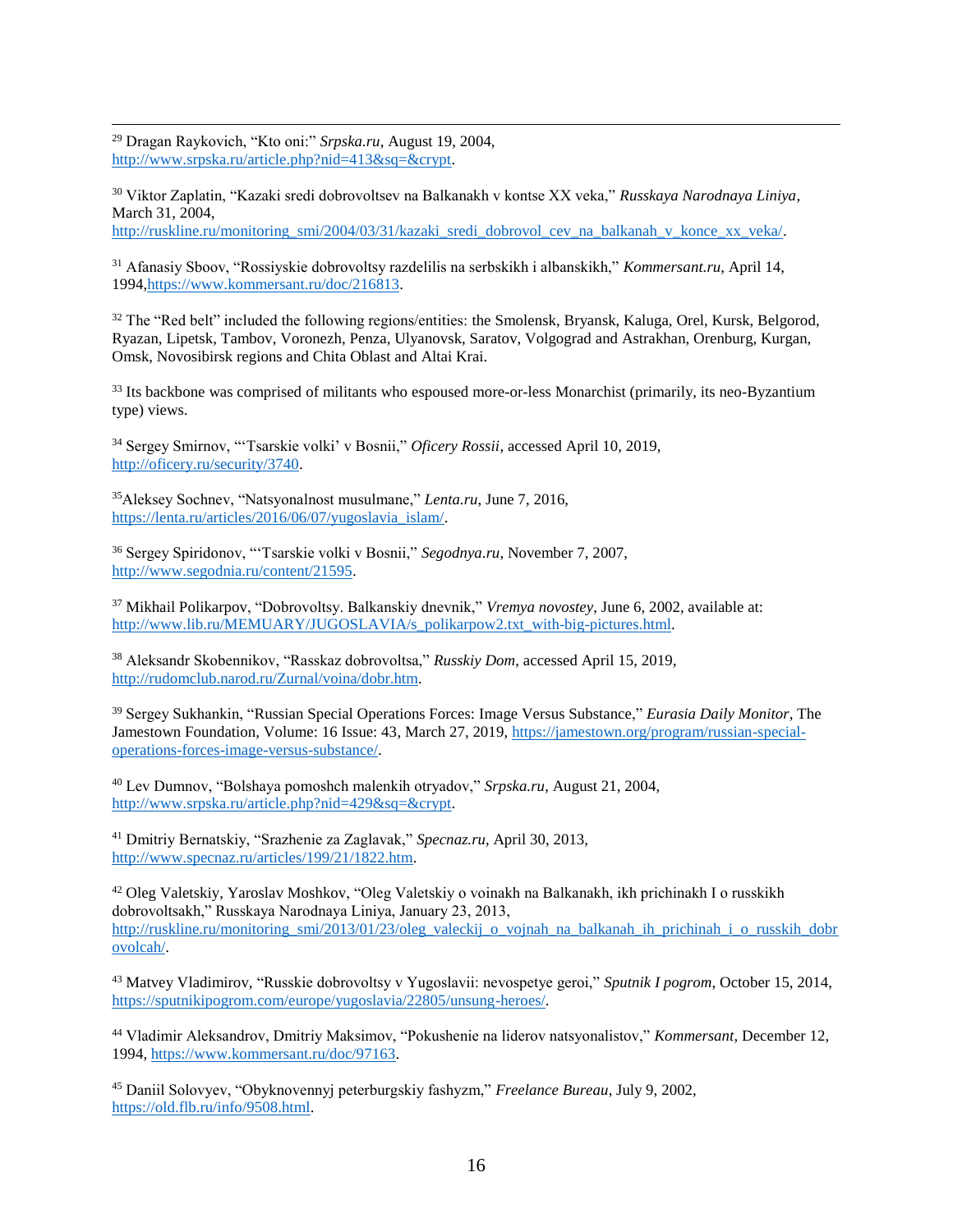[29] Dragan Raykovich, "Kto oni:" *Srpska.ru*, August 19, 2004, http://www.srpska.ru/article.php?nid=413&sq=&crypt.

[30] Viktor Zaplatin, "Kazaki sredi dobrovoltsev na Balkanakh v kontse XX veka," *Russkaya Narodnaya Liniya*, March 31, 2004, http://ruskline.ru/monitoring_smi/2004/03/31/kazaki_sredi_dobrovol_cev_na_balkanah_v_konce_xx_veka/.

[31] Afanasiy Sboov, "Rossiyskie dobrovoltsy razdelilis na serbskikh i albanskikh," *Kommersant.ru*, April 14, 1994,https://www.kommersant.ru/doc/216813.

[32] The "Red belt" included the following regions/entities: the Smolensk, Bryansk, Kaluga, Orel, Kursk, Belgorod, Ryazan, Lipetsk, Tambov, Voronezh, Penza, Ulyanovsk, Saratov, Volgograd and Astrakhan, Orenburg, Kurgan, Omsk, Novosibirsk regions and Chita Oblast and Altai Krai.

[33] Its backbone was comprised of militants who espoused more-or-less Monarchist (primarily, its neo-Byzantium type) views.

[34] Sergey Smirnov, "'Tsarskie volki' v Bosnii," *Oficery Rossii*, accessed April 10, 2019, http://oficery.ru/security/3740.

[35]Aleksey Sochnev, "Natsyonalnost musulmane," *Lenta.ru*, June 7, 2016, https://lenta.ru/articles/2016/06/07/yugoslavia_islam/.

[36] Sergey Spiridonov, "'Tsarskie volki v Bosnii," *Segodnya.ru*, November 7, 2007, http://www.segodnia.ru/content/21595.

[37] Mikhail Polikarpov, "Dobrovoltsy. Balkanskiy dnevnik," *Vremya novostey*, June 6, 2002, available at: http://www.lib.ru/MEMUARY/JUGOSLAVIA/s_polikarpow2.txt_with-big-pictures.html.

[38] Aleksandr Skobennikov, "Rasskaz dobrovoltsa," *Russkiy Dom*, accessed April 15, 2019, http://rudomclub.narod.ru/Zurnal/voina/dobr.htm.

[39] Sergey Sukhankin, "Russian Special Operations Forces: Image Versus Substance," *Eurasia Daily Monitor*, The Jamestown Foundation, Volume: 16 Issue: 43, March 27, 2019, https://jamestown.org/program/russian-special-operations-forces-image-versus-substance/.

[40] Lev Dumnov, "Bolshaya pomoshch malenkih otryadov," *Srpska.ru*, August 21, 2004, http://www.srpska.ru/article.php?nid=429&sq=&crypt.

[41] Dmitriy Bernatskiy, "Srazhenie za Zaglavak," *Specnaz.ru*, April 30, 2013, http://www.specnaz.ru/articles/199/21/1822.htm.

[42] Oleg Valetskiy, Yaroslav Moshkov, "Oleg Valetskiy o voinakh na Balkanakh, ikh prichinakh I o russkikh dobrovoltsakh," Russkaya Narodnaya Liniya, January 23, 2013, http://ruskline.ru/monitoring_smi/2013/01/23/oleg_valeckij_o_vojnah_na_balkanah_ih_prichinah_i_o_russkih_dobrovolcah/.

[43] Matvey Vladimirov, "Russkie dobrovoltsy v Yugoslavii: nevospetye geroi," *Sputnik I pogrom*, October 15, 2014, https://sputnikipogrom.com/europe/yugoslavia/22805/unsung-heroes/.

[44] Vladimir Aleksandrov, Dmitriy Maksimov, "Pokushenie na liderov natsyonalistov," *Kommersant*, December 12, 1994, https://www.kommersant.ru/doc/97163.

[45] Daniil Solovyev, "Obyknovennyj peterburgskiy fashyzm," *Freelance Bureau*, July 9, 2002, https://old.flb.ru/info/9508.html.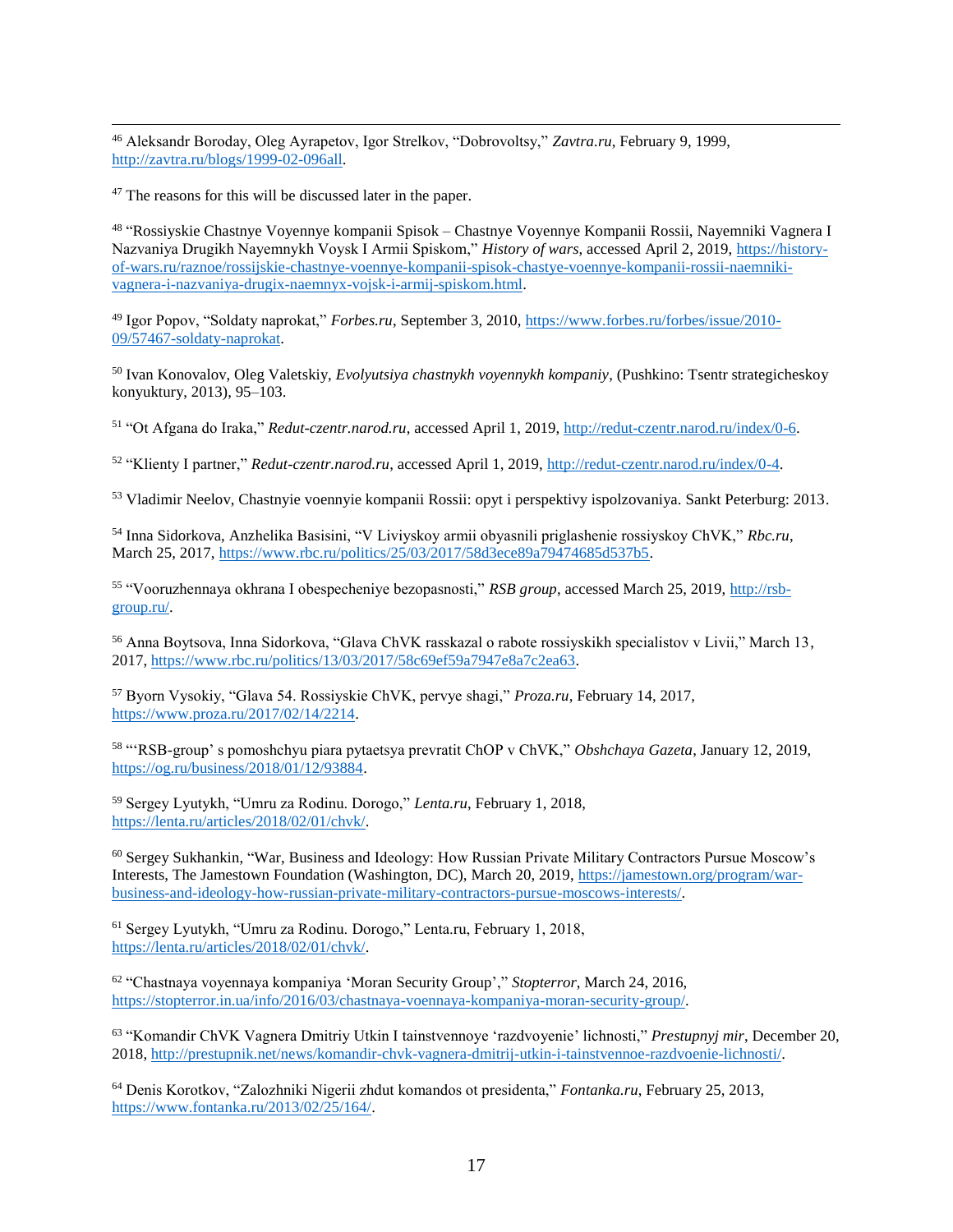[46] Aleksandr Boroday, Oleg Ayrapetov, Igor Strelkov, "Dobrovoltsy," *Zavtra.ru*, February 9, 1999, http://zavtra.ru/blogs/1999-02-096all.

[47] The reasons for this will be discussed later in the paper.

[48] "Rossiyskie Chastnye Voyennye kompanii Spisok – Chastnye Voyennye Kompanii Rossii, Nayemniki Vagnera I Nazvaniya Drugikh Nayemnykh Voysk I Armii Spiskom," *History of wars*, accessed April 2, 2019, https://history-of-wars.ru/raznoe/rossijskie-chastnye-voennye-kompanii-spisok-chastye-voennye-kompanii-rossii-naemniki-vagnera-i-nazvaniya-drugix-naemnyx-vojsk-i-armij-spiskom.html.

[49] Igor Popov, "Soldaty naprokat," *Forbes.ru*, September 3, 2010, https://www.forbes.ru/forbes/issue/2010-09/57467-soldaty-naprokat.

[50] Ivan Konovalov, Oleg Valetskiy, *Evolyutsiya chastnykh voyennykh kompaniy*, (Pushkino: Tsentr strategicheskoy konyuktury, 2013), 95–103.

[51] "Ot Afgana do Iraka," *Redut-czentr.narod.ru*, accessed April 1, 2019, http://redut-czentr.narod.ru/index/0-6.

[52] "Klienty I partner," *Redut-czentr.narod.ru*, accessed April 1, 2019, http://redut-czentr.narod.ru/index/0-4.

[53] Vladimir Neelov, Chastnyie voennyie kompanii Rossii: opyt i perspektivy ispolzovaniya. Sankt Peterburg: 2013.

[54] Inna Sidorkova, Anzhelika Basisini, "V Liviyskoy armii obyasnili priglashenie rossiyskoy ChVK," *Rbc.ru*, March 25, 2017, https://www.rbc.ru/politics/25/03/2017/58d3ece89a79474685d537b5.

[55] "Vooruzhennaya okhrana I obespecheniye bezopasnosti," *RSB group*, accessed March 25, 2019, http://rsb-group.ru/.

[56] Anna Boytsova, Inna Sidorkova, "Glava ChVK rasskazal o rabote rossiyskikh specialistov v Livii," March 13, 2017, https://www.rbc.ru/politics/13/03/2017/58c69ef59a7947e8a7c2ea63.

[57] Byorn Vysokiy, "Glava 54. Rossiyskie ChVK, pervye shagi," *Proza.ru*, February 14, 2017, https://www.proza.ru/2017/02/14/2214.

[58] "'RSB-group' s pomoshchyu piara pytaetsya prevratit ChOP v ChVK," *Obshchaya Gazeta*, January 12, 2019, https://og.ru/business/2018/01/12/93884.

[59] Sergey Lyutykh, "Umru za Rodinu. Dorogo," *Lenta.ru*, February 1, 2018, https://lenta.ru/articles/2018/02/01/chvk/.

[60] Sergey Sukhankin, "War, Business and Ideology: How Russian Private Military Contractors Pursue Moscow's Interests, The Jamestown Foundation (Washington, DC), March 20, 2019, https://jamestown.org/program/war-business-and-ideology-how-russian-private-military-contractors-pursue-moscows-interests/.

[61] Sergey Lyutykh, "Umru za Rodinu. Dorogo," Lenta.ru, February 1, 2018, https://lenta.ru/articles/2018/02/01/chvk/.

[62] "Chastnaya voyennaya kompaniya 'Moran Security Group'," *Stopterror*, March 24, 2016, https://stopterror.in.ua/info/2016/03/chastnaya-voennaya-kompaniya-moran-security-group/.

[63] "Komandir ChVK Vagnera Dmitriy Utkin I tainstvennoye 'razdvoyenie' lichnosti," *Prestupnyj mir*, December 20, 2018, http://prestupnik.net/news/komandir-chvk-vagnera-dmitrij-utkin-i-tainstvennoe-razdvoenie-lichnosti/.

[64] Denis Korotkov, "Zalozhniki Nigerii zhdut komandos ot presidenta," *Fontanka.ru*, February 25, 2013, https://www.fontanka.ru/2013/02/25/164/.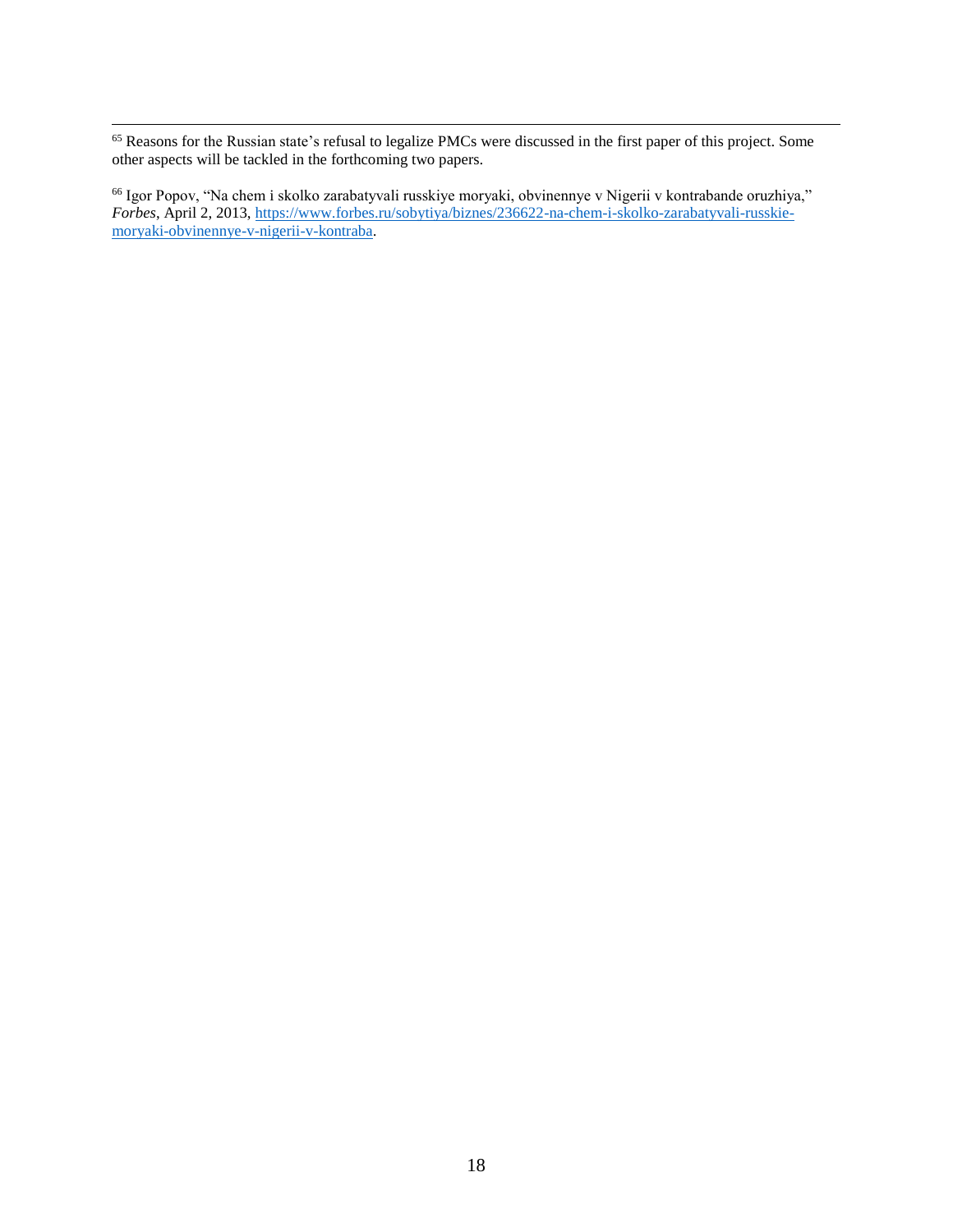[65] Reasons for the Russian state's refusal to legalize PMCs were discussed in the first paper of this project. Some other aspects will be tackled in the forthcoming two papers.

[66] Igor Popov, "Na chem i skolko zarabatyvali russkiye moryaki, obvinennye v Nigerii v kontrabande oruzhiya," *Forbes*, April 2, 2013, https://www.forbes.ru/sobytiya/biznes/236622-na-chem-i-skolko-zarabatyvali-russkie-moryaki-obvinennye-v-nigerii-v-kontraba.